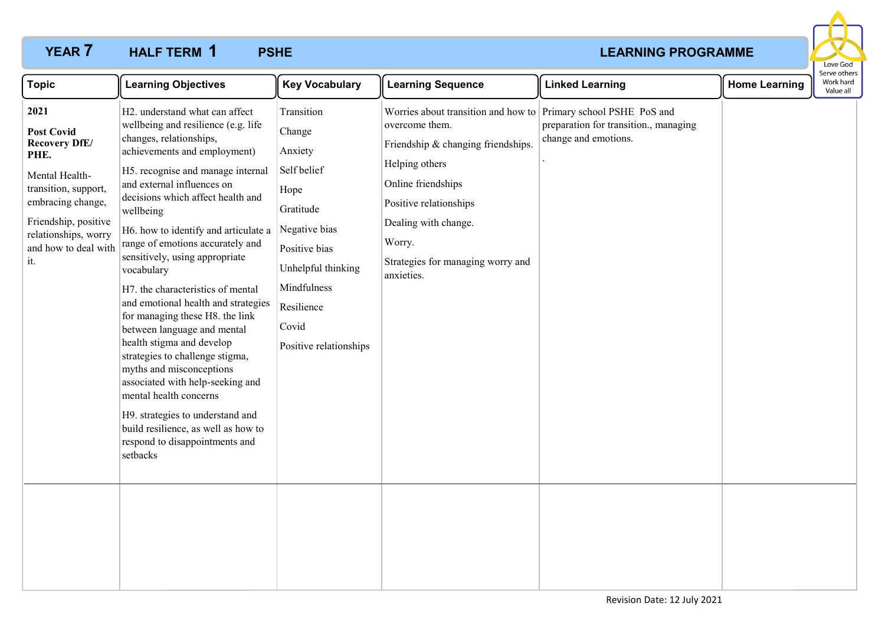# YEAR 7 HALF TERM 1 PSHE LEARNING PROGRAMME

Love God
Serve others
Work hard
Value all

| Topic | Learning Objectives | Key Vocabulary | Learning Sequence | Linked Learning | Home Learning |
|---|---|---|---|---|---|
| **2021**<br><br>**Post Covid Recovery DfE/ PHE.**<br><br>Mental Health- transition, support, embracing change,<br><br>Friendship, positive relationships, worry and how to deal with it. | H2. understand what can affect wellbeing and resilience (e.g. life changes, relationships, achievements and employment)<br><br>H5. recognise and manage internal and external influences on decisions which affect health and wellbeing<br><br>H6. how to identify and articulate a range of emotions accurately and sensitively, using appropriate vocabulary<br><br>H7. the characteristics of mental and emotional health and strategies for managing these H8. the link between language and mental health stigma and develop strategies to challenge stigma, myths and misconceptions associated with help-seeking and mental health concerns<br><br>H9. strategies to understand and build resilience, as well as how to respond to disappointments and setbacks | Transition<br><br>Change<br><br>Anxiety<br><br>Self belief<br><br>Hope<br><br>Gratitude<br><br>Negative bias<br><br>Positive bias<br><br>Unhelpful thinking<br><br>Mindfulness<br><br>Resilience<br><br>Covid<br><br>Positive relationships | Worries about transition and how to overcome them.<br><br>Friendship & changing friendships.<br><br>Helping others<br><br>Online friendships<br><br>Positive relationships<br><br>Dealing with change.<br><br>Worry.<br><br>Strategies for managing worry and anxieties. | Primary school PSHE PoS and preparation for transition., managing change and emotions.<br><br>. | |
| | | | | | |

Revision Date: 12 July 2021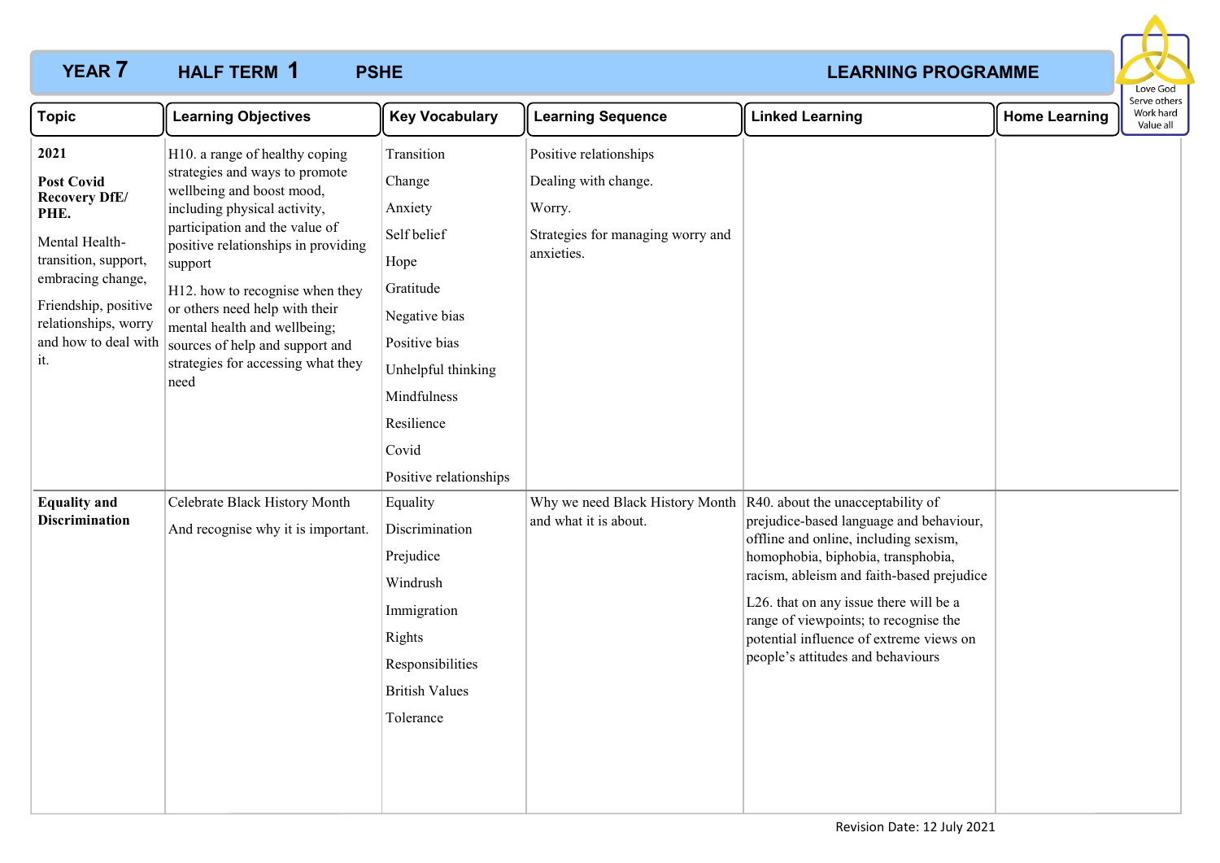# YEAR 7 HALF TERM 1 PSHE LEARNING PROGRAMME

Love God
Serve others
Work hard
Value all

| Topic | Learning Objectives | Key Vocabulary | Learning Sequence | Linked Learning | Home Learning |
|---|---|---|---|---|---|
| **2021**<br><br>**Post Covid Recovery DfE/ PHE.**<br><br>Mental Health- transition, support, embracing change,<br><br>Friendship, positive relationships, worry and how to deal with it. | H10. a range of healthy coping strategies and ways to promote wellbeing and boost mood, including physical activity, participation and the value of positive relationships in providing support<br><br>H12. how to recognise when they or others need help with their mental health and wellbeing; sources of help and support and strategies for accessing what they need | Transition<br>Change<br>Anxiety<br>Self belief<br>Hope<br>Gratitude<br>Negative bias<br>Positive bias<br>Unhelpful thinking<br>Mindfulness<br>Resilience<br>Covid<br>Positive relationships | Positive relationships<br><br>Dealing with change.<br><br>Worry.<br><br>Strategies for managing worry and anxieties. | | |
| **Equality and Discrimination** | Celebrate Black History Month<br><br>And recognise why it is important. | Equality<br>Discrimination<br>Prejudice<br>Windrush<br>Immigration<br>Rights<br>Responsibilities<br>British Values<br>Tolerance | Why we need Black History Month and what it is about. | R40. about the unacceptability of prejudice-based language and behaviour, offline and online, including sexism, homophobia, biphobia, transphobia, racism, ableism and faith-based prejudice<br><br>L26. that on any issue there will be a range of viewpoints; to recognise the potential influence of extreme views on people's attitudes and behaviours | |

Revision Date: 12 July 2021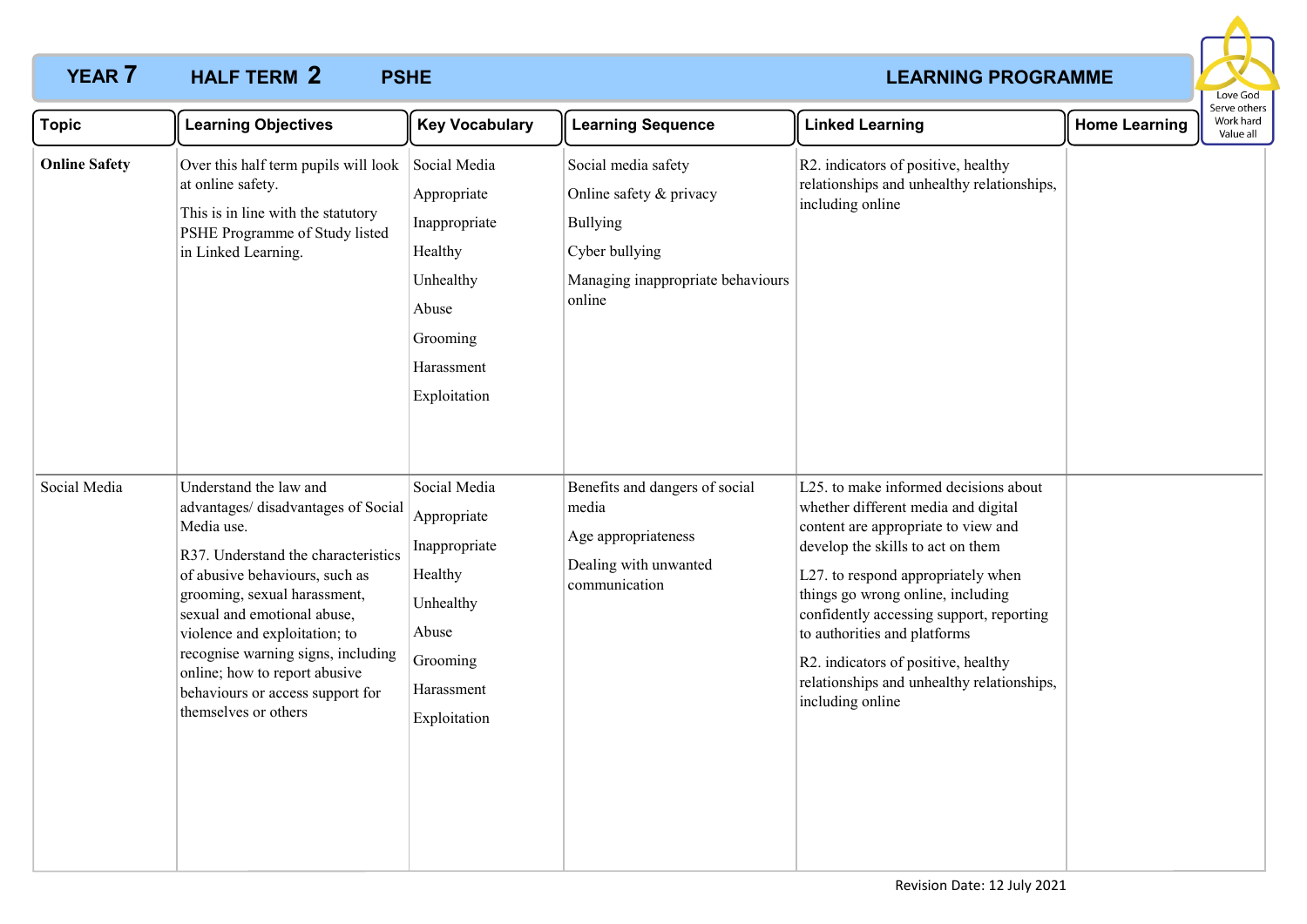**YEAR 7** **HALF TERM 2** **PSHE** **LEARNING PROGRAMME**

Love God
Serve others
Work hard
Value all

| Topic | Learning Objectives | Key Vocabulary | Learning Sequence | Linked Learning | Home Learning |
|---|---|---|---|---|---|
| **Online Safety** | Over this half term pupils will look at online safety.<br>This is in line with the statutory PSHE Programme of Study listed in Linked Learning. | Social Media<br>Appropriate<br>Inappropriate<br>Healthy<br>Unhealthy<br>Abuse<br>Grooming<br>Harassment<br>Exploitation | Social media safety<br>Online safety & privacy<br>Bullying<br>Cyber bullying<br>Managing inappropriate behaviours online | R2. indicators of positive, healthy relationships and unhealthy relationships, including online | |
| Social Media | Understand the law and advantages/ disadvantages of Social Media use.<br>R37. Understand the characteristics of abusive behaviours, such as grooming, sexual harassment, sexual and emotional abuse, violence and exploitation; to recognise warning signs, including online; how to report abusive behaviours or access support for themselves or others | Social Media<br>Appropriate<br>Inappropriate<br>Healthy<br>Unhealthy<br>Abuse<br>Grooming<br>Harassment<br>Exploitation | Benefits and dangers of social media<br>Age appropriateness<br>Dealing with unwanted communication | L25. to make informed decisions about whether different media and digital content are appropriate to view and develop the skills to act on them<br>L27. to respond appropriately when things go wrong online, including confidently accessing support, reporting to authorities and platforms<br>R2. indicators of positive, healthy relationships and unhealthy relationships, including online | |

Revision Date: 12 July 2021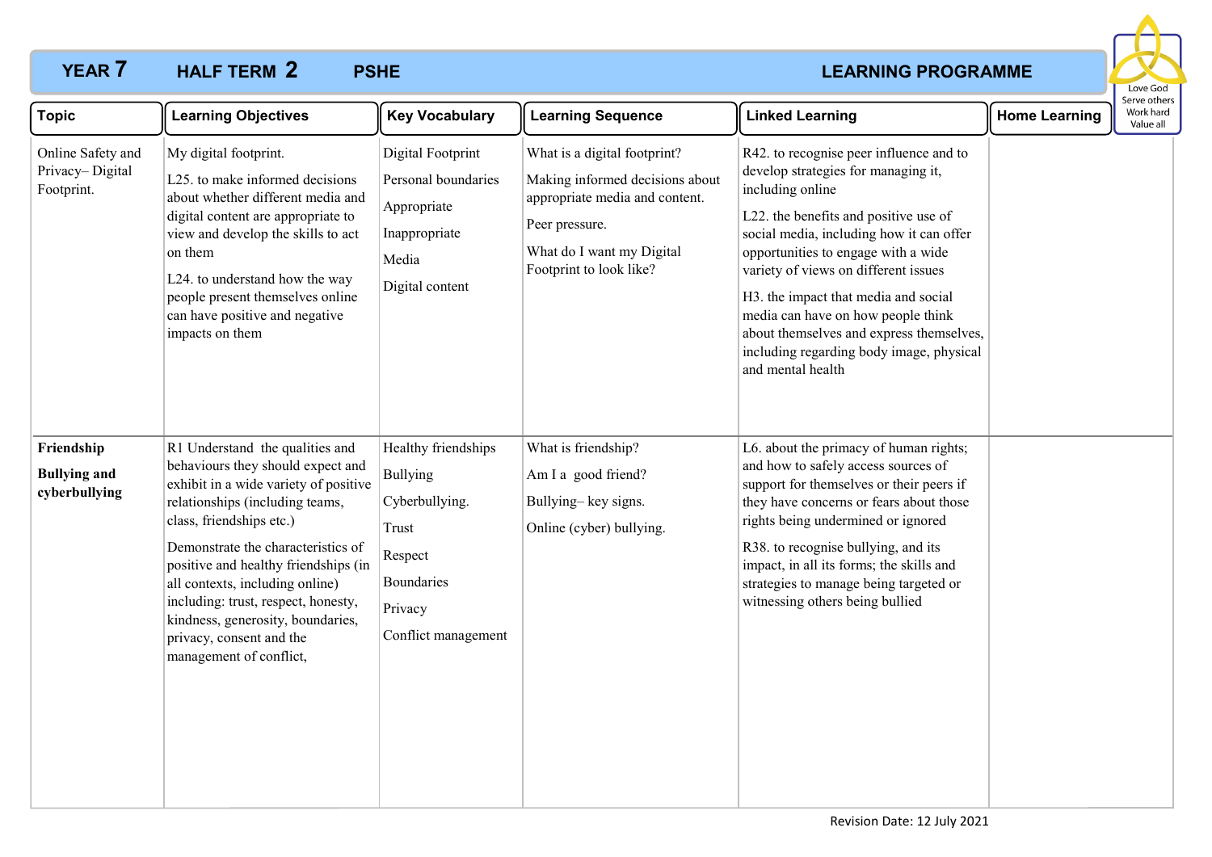**YEAR 7 HALF TERM 2 PSHE LEARNING PROGRAMME**

Love God
Serve others
Work hard
Value all

| Topic | Learning Objectives | Key Vocabulary | Learning Sequence | Linked Learning | Home Learning |
|---|---|---|---|---|---|
| Online Safety and Privacy– Digital Footprint. | My digital footprint.<br><br>L25. to make informed decisions about whether different media and digital content are appropriate to view and develop the skills to act on them<br><br>L24. to understand how the way people present themselves online can have positive and negative impacts on them | Digital Footprint<br><br>Personal boundaries<br><br>Appropriate<br><br>Inappropriate<br><br>Media<br><br>Digital content | What is a digital footprint?<br><br>Making informed decisions about appropriate media and content.<br><br>Peer pressure.<br><br>What do I want my Digital Footprint to look like? | R42. to recognise peer influence and to develop strategies for managing it, including online<br><br>L22. the benefits and positive use of social media, including how it can offer opportunities to engage with a wide variety of views on different issues<br><br>H3. the impact that media and social media can have on how people think about themselves and express themselves, including regarding body image, physical and mental health | |
| **Friendship**<br><br>**Bullying and cyberbullying** | R1 Understand the qualities and behaviours they should expect and exhibit in a wide variety of positive relationships (including teams, class, friendships etc.)<br><br>Demonstrate the characteristics of positive and healthy friendships (in all contexts, including online) including: trust, respect, honesty, kindness, generosity, boundaries, privacy, consent and the management of conflict, | Healthy friendships<br><br>Bullying<br><br>Cyberbullying.<br><br>Trust<br><br>Respect<br><br>Boundaries<br><br>Privacy<br><br>Conflict management | What is friendship?<br><br>Am I a good friend?<br><br>Bullying– key signs.<br><br>Online (cyber) bullying. | L6. about the primacy of human rights; and how to safely access sources of support for themselves or their peers if they have concerns or fears about those rights being undermined or ignored<br><br>R38. to recognise bullying, and its impact, in all its forms; the skills and strategies to manage being targeted or witnessing others being bullied | |

Revision Date: 12 July 2021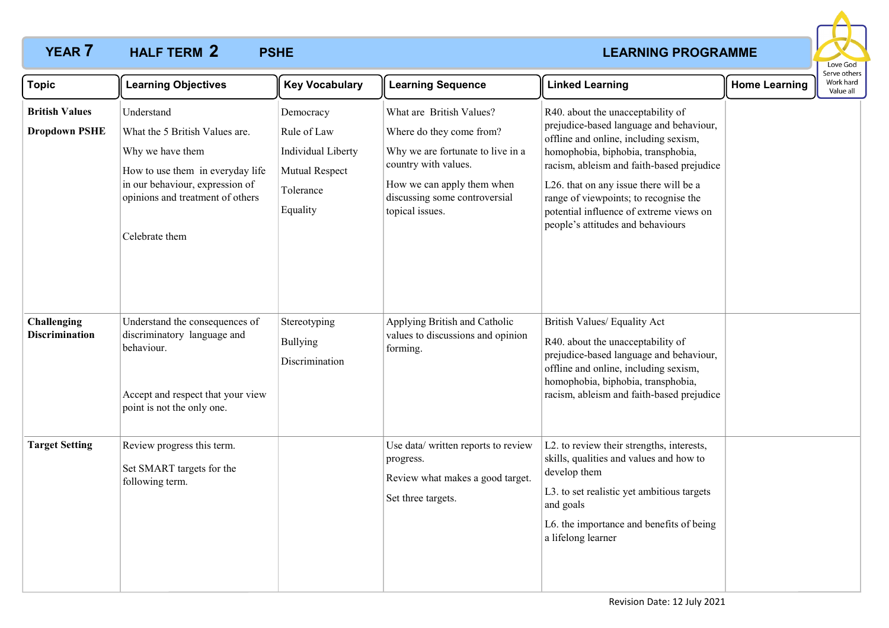# YEAR 7 HALF TERM 2 PSHE LEARNING PROGRAMME

| Topic | Learning Objectives | Key Vocabulary | Learning Sequence | Linked Learning | Home Learning |
|---|---|---|---|---|---|
| **British Values**<br><br>**Dropdown PSHE** | Understand<br><br>What the 5 British Values are.<br><br>Why we have them<br><br>How to use them in everyday life in our behaviour, expression of opinions and treatment of others<br><br>Celebrate them | Democracy<br><br>Rule of Law<br><br>Individual Liberty<br><br>Mutual Respect<br><br>Tolerance<br><br>Equality | What are British Values?<br><br>Where do they come from?<br><br>Why we are fortunate to live in a country with values.<br><br>How we can apply them when discussing some controversial topical issues. | R40. about the unacceptability of prejudice-based language and behaviour, offline and online, including sexism, homophobia, biphobia, transphobia, racism, ableism and faith-based prejudice<br><br>L26. that on any issue there will be a range of viewpoints; to recognise the potential influence of extreme views on people's attitudes and behaviours | |
| **Challenging Discrimination** | Understand the consequences of discriminatory language and behaviour.<br><br>Accept and respect that your view point is not the only one. | Stereotyping<br><br>Bullying<br><br>Discrimination | Applying British and Catholic values to discussions and opinion forming. | British Values/ Equality Act<br><br>R40. about the unacceptability of prejudice-based language and behaviour, offline and online, including sexism, homophobia, biphobia, transphobia, racism, ableism and faith-based prejudice | |
| **Target Setting** | Review progress this term.<br><br>Set SMART targets for the following term. | | Use data/ written reports to review progress.<br><br>Review what makes a good target.<br><br>Set three targets. | L2. to review their strengths, interests, skills, qualities and values and how to develop them<br><br>L3. to set realistic yet ambitious targets and goals<br><br>L6. the importance and benefits of being a lifelong learner | |

Revision Date: 12 July 2021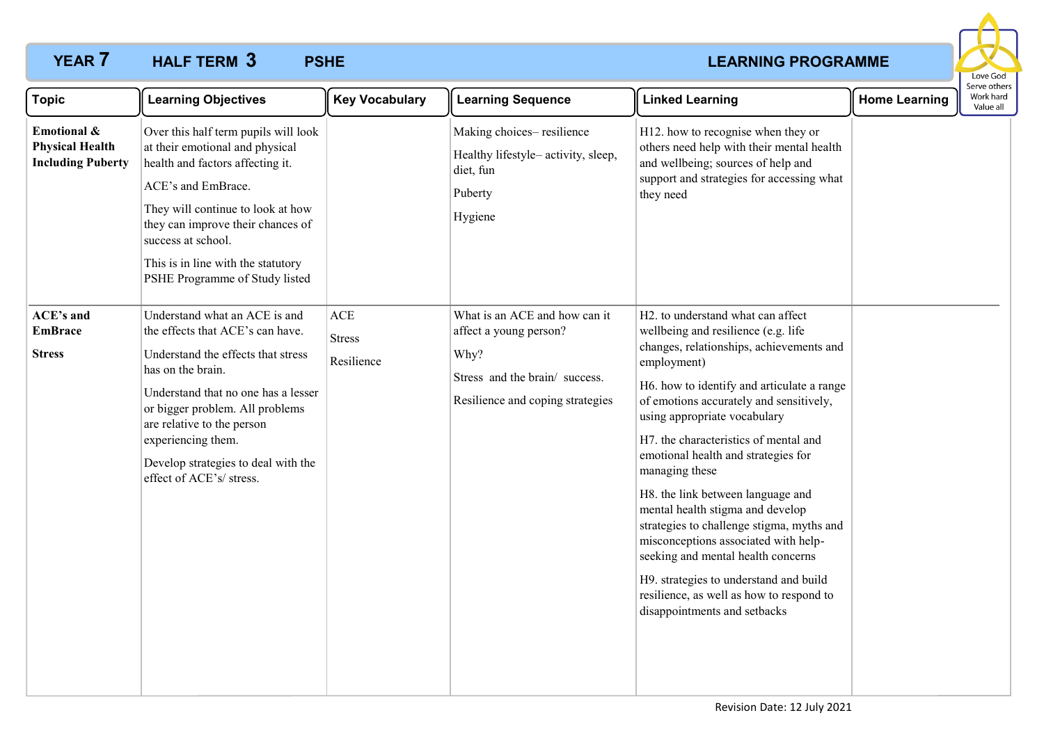**YEAR 7 HALF TERM 3 PSHE LEARNING PROGRAMME**

Love God
Serve others
Work hard
Value all

| Topic | Learning Objectives | Key Vocabulary | Learning Sequence | Linked Learning | Home Learning |
|---|---|---|---|---|---|
| **Emotional & Physical Health Including Puberty** | Over this half term pupils will look at their emotional and physical health and factors affecting it.<br><br>ACE's and EmBrace.<br><br>They will continue to look at how they can improve their chances of success at school.<br><br>This is in line with the statutory PSHE Programme of Study listed | | Making choices– resilience<br><br>Healthy lifestyle– activity, sleep, diet, fun<br><br>Puberty<br><br>Hygiene | H12. how to recognise when they or others need help with their mental health and wellbeing; sources of help and support and strategies for accessing what they need | |
| **ACE's and EmBrace**<br><br>**Stress** | Understand what an ACE is and the effects that ACE's can have.<br><br>Understand the effects that stress has on the brain.<br><br>Understand that no one has a lesser or bigger problem. All problems are relative to the person experiencing them.<br><br>Develop strategies to deal with the effect of ACE's/ stress. | ACE<br><br>Stress<br><br>Resilience | What is an ACE and how can it affect a young person?<br><br>Why?<br><br>Stress and the brain/ success.<br><br>Resilience and coping strategies | H2. to understand what can affect wellbeing and resilience (e.g. life changes, relationships, achievements and employment)<br><br>H6. how to identify and articulate a range of emotions accurately and sensitively, using appropriate vocabulary<br><br>H7. the characteristics of mental and emotional health and strategies for managing these<br><br>H8. the link between language and mental health stigma and develop strategies to challenge stigma, myths and misconceptions associated with help-seeking and mental health concerns<br><br>H9. strategies to understand and build resilience, as well as how to respond to disappointments and setbacks | |

Revision Date: 12 July 2021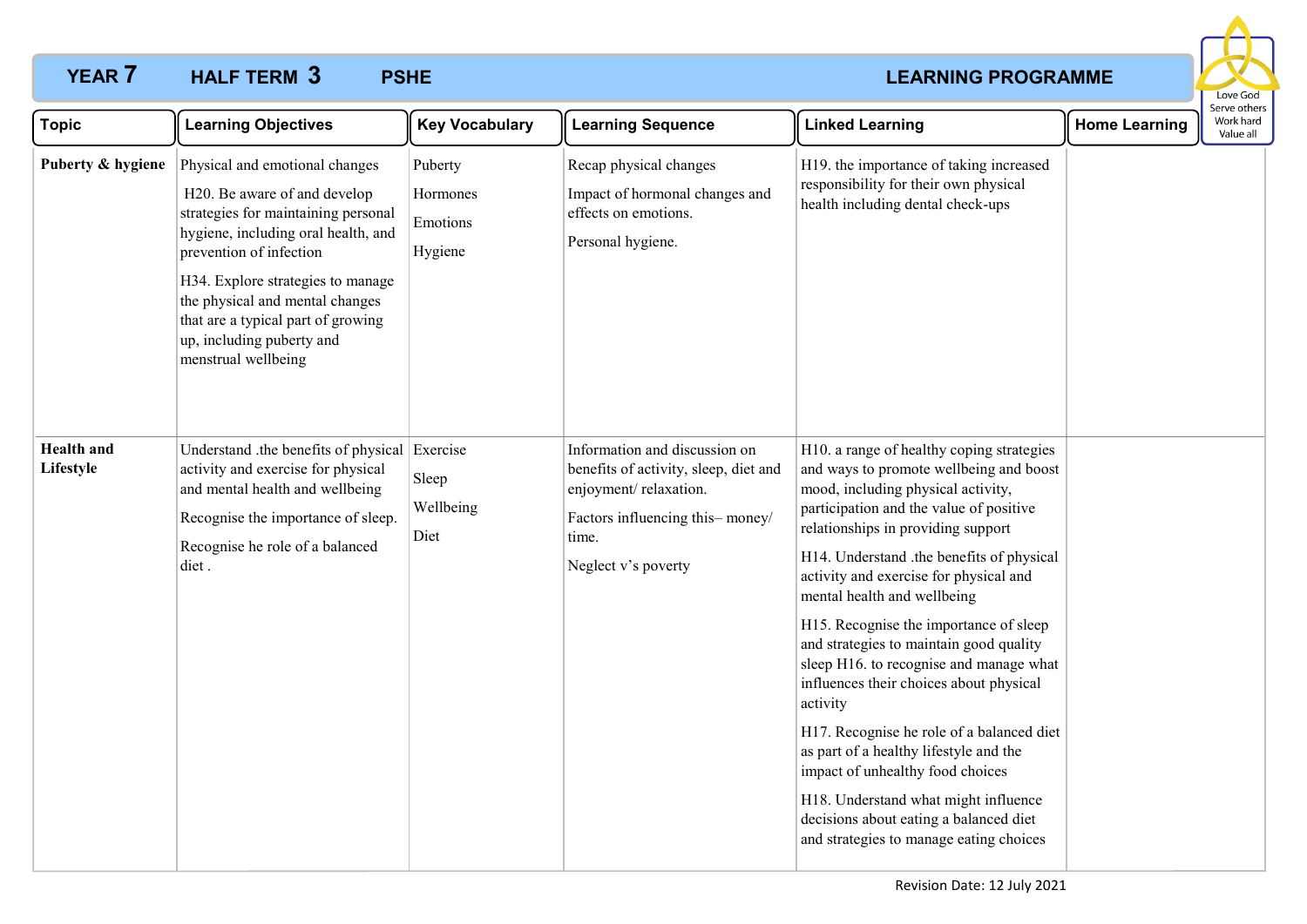**YEAR 7 HALF TERM 3 PSHE LEARNING PROGRAMME**

Love God
Serve others
Work hard
Value all

| Topic | Learning Objectives | Key Vocabulary | Learning Sequence | Linked Learning | Home Learning |
|---|---|---|---|---|---|
| **Puberty & hygiene** | Physical and emotional changes<br><br>H20. Be aware of and develop strategies for maintaining personal hygiene, including oral health, and prevention of infection<br><br>H34. Explore strategies to manage the physical and mental changes that are a typical part of growing up, including puberty and menstrual wellbeing | Puberty<br><br>Hormones<br><br>Emotions<br><br>Hygiene | Recap physical changes<br><br>Impact of hormonal changes and effects on emotions.<br><br>Personal hygiene. | H19. the importance of taking increased responsibility for their own physical health including dental check-ups | |
| **Health and Lifestyle** | Understand .the benefits of physical activity and exercise for physical and mental health and wellbeing<br><br>Recognise the importance of sleep.<br><br>Recognise he role of a balanced diet . | Exercise<br><br>Sleep<br><br>Wellbeing<br><br>Diet | Information and discussion on benefits of activity, sleep, diet and enjoyment/ relaxation.<br><br>Factors influencing this– money/ time.<br><br>Neglect v's poverty | H10. a range of healthy coping strategies and ways to promote wellbeing and boost mood, including physical activity, participation and the value of positive relationships in providing support<br><br>H14. Understand .the benefits of physical activity and exercise for physical and mental health and wellbeing<br><br>H15. Recognise the importance of sleep and strategies to maintain good quality sleep H16. to recognise and manage what influences their choices about physical activity<br><br>H17. Recognise he role of a balanced diet as part of a healthy lifestyle and the impact of unhealthy food choices<br><br>H18. Understand what might influence decisions about eating a balanced diet and strategies to manage eating choices | |

Revision Date: 12 July 2021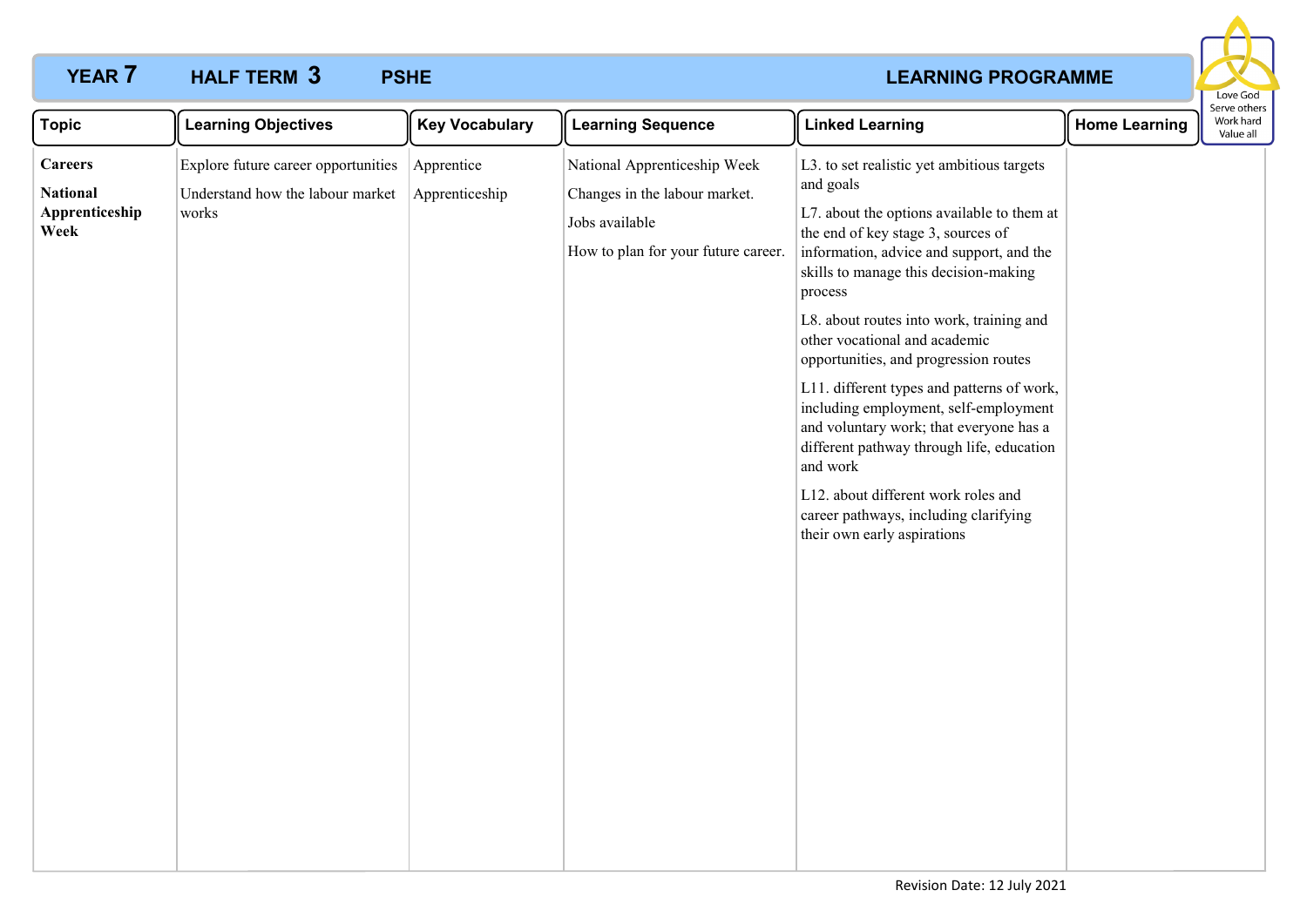**YEAR 7** **HALF TERM 3** **PSHE** **LEARNING PROGRAMME**

Love God
Serve others
Work hard
Value all

| Topic | Learning Objectives | Key Vocabulary | Learning Sequence | Linked Learning | Home Learning |
|---|---|---|---|---|---|
| **Careers**<br><br>**National Apprenticeship Week** | Explore future career opportunities<br><br>Understand how the labour market works | Apprentice<br><br>Apprenticeship | National Apprenticeship Week<br><br>Changes in the labour market.<br><br>Jobs available<br><br>How to plan for your future career. | L3. to set realistic yet ambitious targets and goals<br><br>L7. about the options available to them at the end of key stage 3, sources of information, advice and support, and the skills to manage this decision-making process<br><br>L8. about routes into work, training and other vocational and academic opportunities, and progression routes<br><br>L11. different types and patterns of work, including employment, self-employment and voluntary work; that everyone has a different pathway through life, education and work<br><br>L12. about different work roles and career pathways, including clarifying their own early aspirations | |

Revision Date: 12 July 2021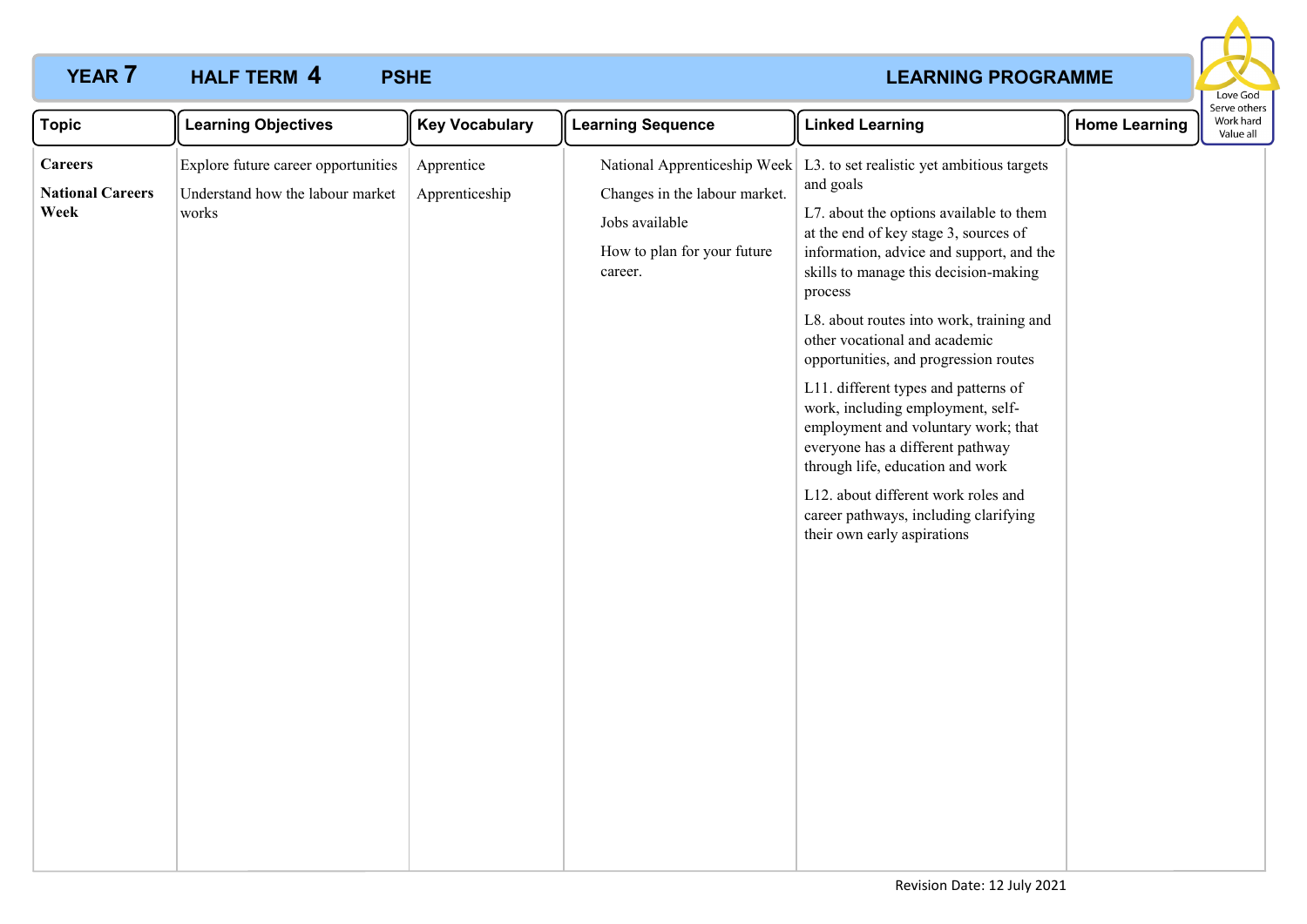# YEAR 7 HALF TERM 4 PSHE LEARNING PROGRAMME

Love God
Serve others
Work hard
Value all

| Topic | Learning Objectives | Key Vocabulary | Learning Sequence | Linked Learning | Home Learning |
|---|---|---|---|---|---|
| **Careers**<br><br>**National Careers Week** | Explore future career opportunities<br><br>Understand how the labour market works | Apprentice<br><br>Apprenticeship | National Apprenticeship Week<br><br>Changes in the labour market.<br><br>Jobs available<br><br>How to plan for your future career. | L3. to set realistic yet ambitious targets and goals<br><br>L7. about the options available to them at the end of key stage 3, sources of information, advice and support, and the skills to manage this decision-making process<br><br>L8. about routes into work, training and other vocational and academic opportunities, and progression routes<br><br>L11. different types and patterns of work, including employment, self-employment and voluntary work; that everyone has a different pathway through life, education and work<br><br>L12. about different work roles and career pathways, including clarifying their own early aspirations | |

Revision Date: 12 July 2021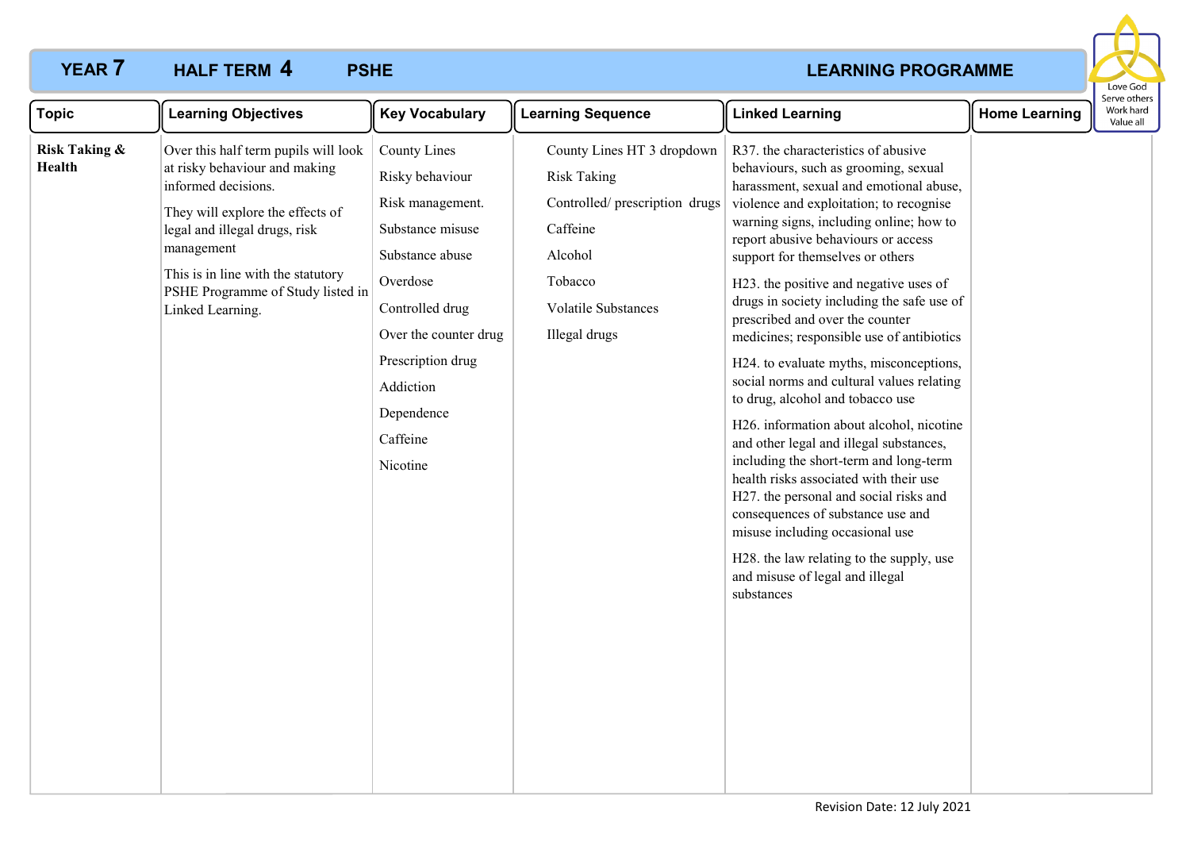# YEAR 7 HALF TERM 4 PSHE LEARNING PROGRAMME

| Topic | Learning Objectives | Key Vocabulary | Learning Sequence | Linked Learning | Home Learning |
|---|---|---|---|---|---|
| **Risk Taking & Health** | Over this half term pupils will look at risky behaviour and making informed decisions.<br><br>They will explore the effects of legal and illegal drugs, risk management<br><br>This is in line with the statutory PSHE Programme of Study listed in Linked Learning. | County Lines<br>Risky behaviour<br>Risk management.<br>Substance misuse<br>Substance abuse<br>Overdose<br>Controlled drug<br>Over the counter drug<br>Prescription drug<br>Addiction<br>Dependence<br>Caffeine<br>Nicotine | County Lines HT 3 dropdown<br>Risk Taking<br>Controlled/ prescription drugs<br>Caffeine<br>Alcohol<br>Tobacco<br>Volatile Substances<br>Illegal drugs | R37. the characteristics of abusive behaviours, such as grooming, sexual harassment, sexual and emotional abuse, violence and exploitation; to recognise warning signs, including online; how to report abusive behaviours or access support for themselves or others<br><br>H23. the positive and negative uses of drugs in society including the safe use of prescribed and over the counter medicines; responsible use of antibiotics<br><br>H24. to evaluate myths, misconceptions, social norms and cultural values relating to drug, alcohol and tobacco use<br><br>H26. information about alcohol, nicotine and other legal and illegal substances, including the short-term and long-term health risks associated with their use<br>H27. the personal and social risks and consequences of substance use and misuse including occasional use<br><br>H28. the law relating to the supply, use and misuse of legal and illegal substances | |

Revision Date: 12 July 2021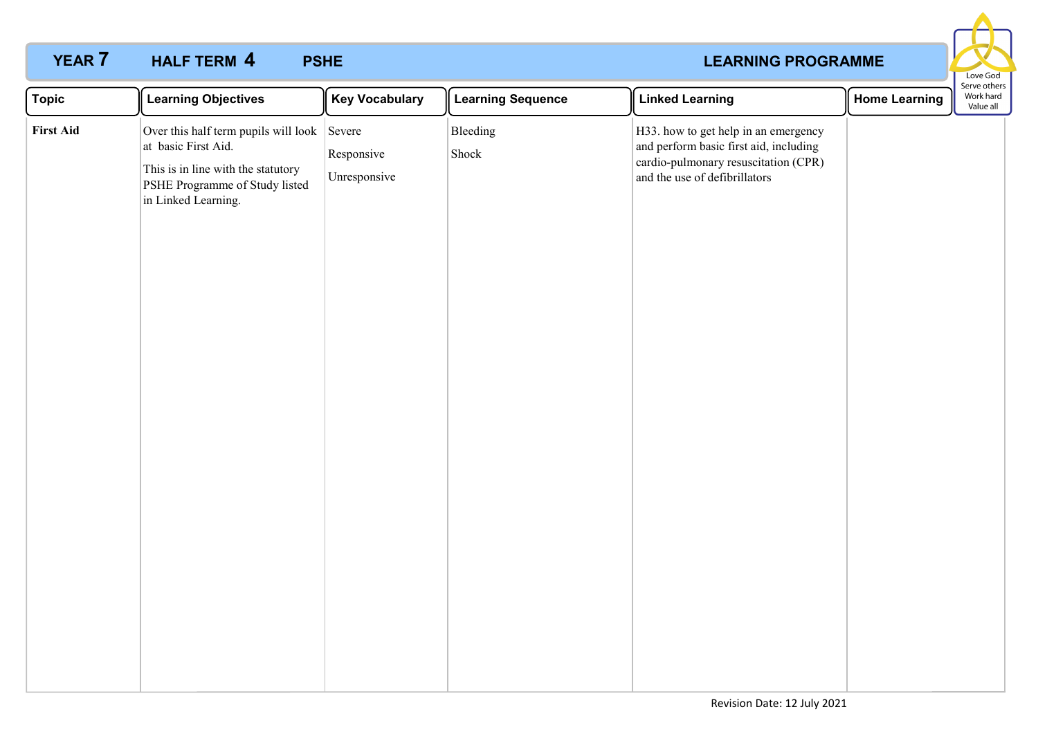# YEAR 7 HALF TERM 4 PSHE LEARNING PROGRAMME

Love God
Serve others
Work hard
Value all

| Topic | Learning Objectives | Key Vocabulary | Learning Sequence | Linked Learning | Home Learning |
|---|---|---|---|---|---|
| **First Aid** | Over this half term pupils will look at basic First Aid.<br>This is in line with the statutory PSHE Programme of Study listed in Linked Learning. | Severe<br>Responsive<br>Unresponsive | Bleeding<br>Shock | H33. how to get help in an emergency and perform basic first aid, including cardio-pulmonary resuscitation (CPR) and the use of defibrillators | |

Revision Date: 12 July 2021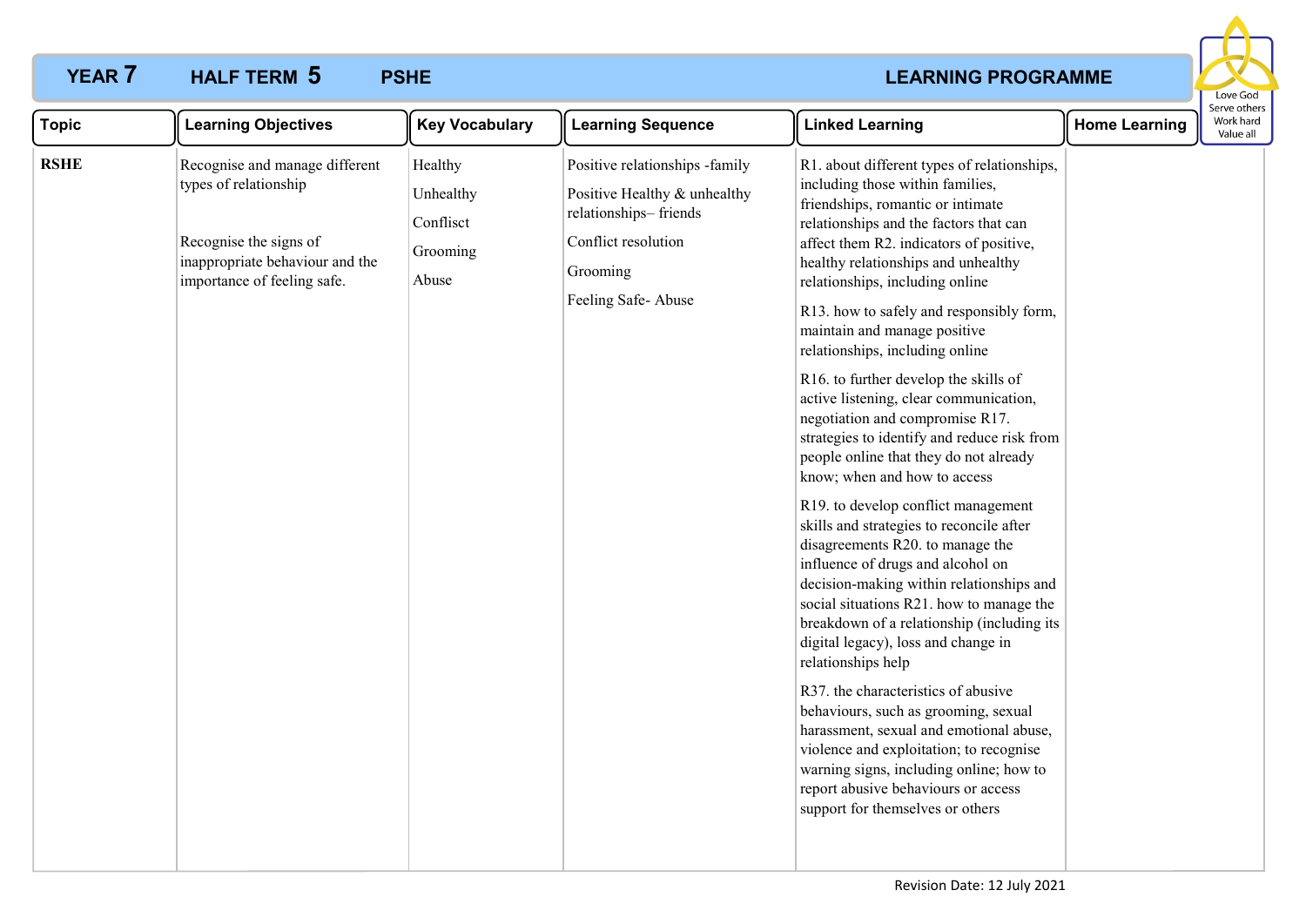**YEAR 7** **HALF TERM 5** **PSHE** **LEARNING PROGRAMME**

Love God
Serve others
Work hard
Value all

| Topic | Learning Objectives | Key Vocabulary | Learning Sequence | Linked Learning | Home Learning |
|---|---|---|---|---|---|
| **RSHE** | Recognise and manage different types of relationship<br><br>Recognise the signs of inappropriate behaviour and the importance of feeling safe. | Healthy<br>Unhealthy<br>Conflisct<br>Grooming<br>Abuse | Positive relationships -family<br>Positive Healthy & unhealthy relationships– friends<br>Conflict resolution<br>Grooming<br>Feeling Safe- Abuse | R1. about different types of relationships, including those within families, friendships, romantic or intimate relationships and the factors that can affect them R2. indicators of positive, healthy relationships and unhealthy relationships, including online<br><br>R13. how to safely and responsibly form, maintain and manage positive relationships, including online<br><br>R16. to further develop the skills of active listening, clear communication, negotiation and compromise R17. strategies to identify and reduce risk from people online that they do not already know; when and how to access<br><br>R19. to develop conflict management skills and strategies to reconcile after disagreements R20. to manage the influence of drugs and alcohol on decision-making within relationships and social situations R21. how to manage the breakdown of a relationship (including its digital legacy), loss and change in relationships help<br><br>R37. the characteristics of abusive behaviours, such as grooming, sexual harassment, sexual and emotional abuse, violence and exploitation; to recognise warning signs, including online; how to report abusive behaviours or access support for themselves or others | |

Revision Date: 12 July 2021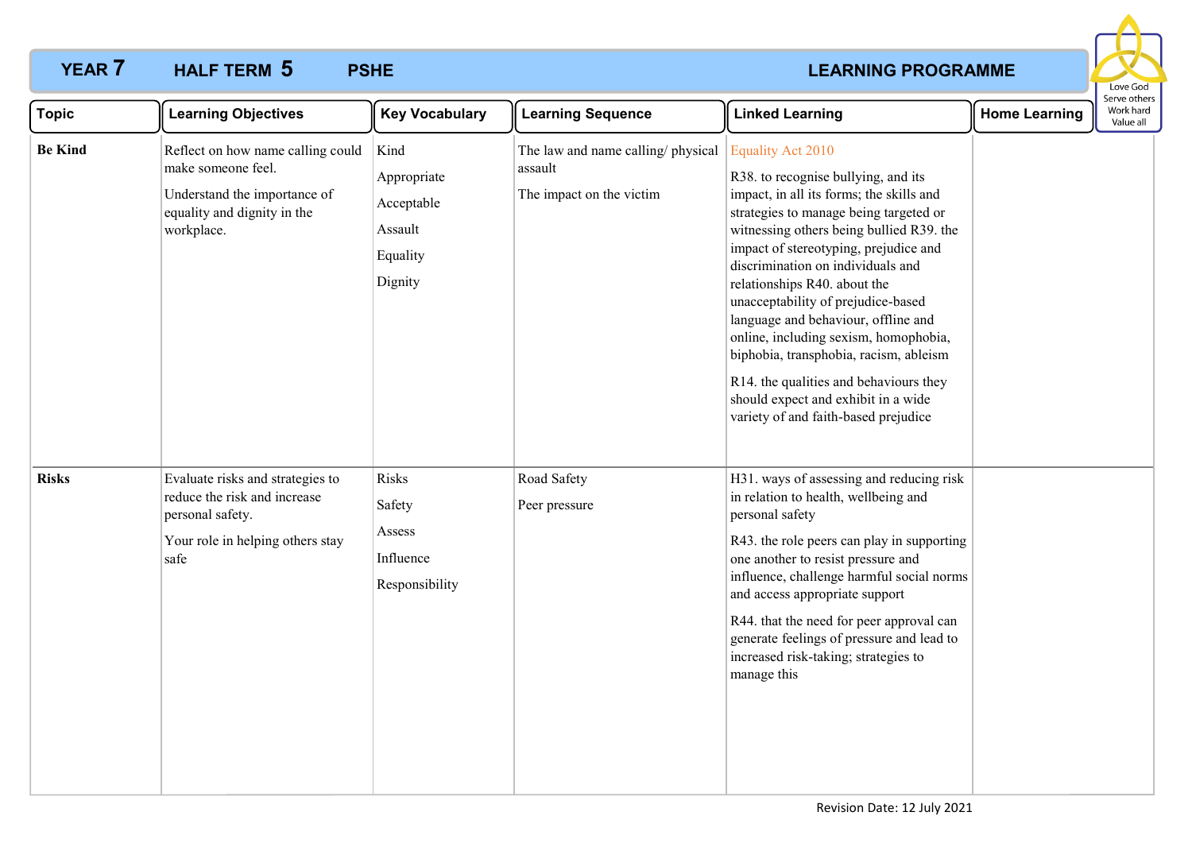# YEAR 7 HALF TERM 5 PSHE LEARNING PROGRAMME

| Topic | Learning Objectives | Key Vocabulary | Learning Sequence | Linked Learning | Home Learning |
|---|---|---|---|---|---|
| **Be Kind** | Reflect on how name calling could make someone feel.<br>Understand the importance of equality and dignity in the workplace. | Kind<br>Appropriate<br>Acceptable<br>Assault<br>Equality<br>Dignity | The law and name calling/ physical assault<br>The impact on the victim | Equality Act 2010<br>R38. to recognise bullying, and its impact, in all its forms; the skills and strategies to manage being targeted or witnessing others being bullied R39. the impact of stereotyping, prejudice and discrimination on individuals and relationships R40. about the unacceptability of prejudice-based language and behaviour, offline and online, including sexism, homophobia, biphobia, transphobia, racism, ableism<br>R14. the qualities and behaviours they should expect and exhibit in a wide variety of and faith-based prejudice | |
| **Risks** | Evaluate risks and strategies to reduce the risk and increase personal safety.<br>Your role in helping others stay safe | Risks<br>Safety<br>Assess<br>Influence<br>Responsibility | Road Safety<br>Peer pressure | H31. ways of assessing and reducing risk in relation to health, wellbeing and personal safety<br>R43. the role peers can play in supporting one another to resist pressure and influence, challenge harmful social norms and access appropriate support<br>R44. that the need for peer approval can generate feelings of pressure and lead to increased risk-taking; strategies to manage this | |

Revision Date: 12 July 2021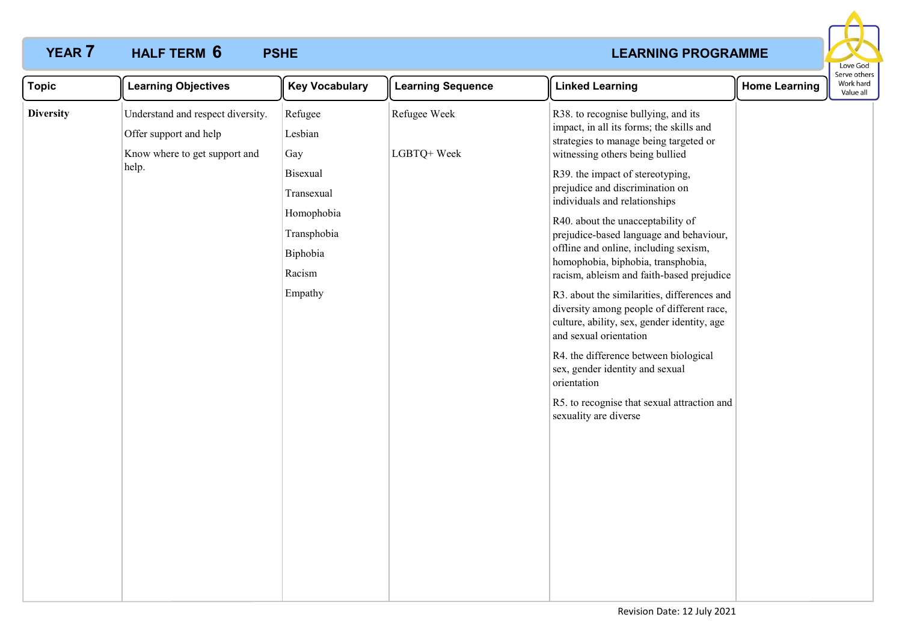**YEAR 7 HALF TERM 6 PSHE LEARNING PROGRAMME**

Love God
Serve others
Work hard
Value all

| Topic | Learning Objectives | Key Vocabulary | Learning Sequence | Linked Learning | Home Learning |
|---|---|---|---|---|---|
| **Diversity** | Understand and respect diversity.<br><br>Offer support and help<br><br>Know where to get support and help. | Refugee<br>Lesbian<br>Gay<br>Bisexual<br>Transexual<br>Homophobia<br>Transphobia<br>Biphobia<br>Racism<br>Empathy | Refugee Week<br><br>LGBTQ+ Week | R38. to recognise bullying, and its impact, in all its forms; the skills and strategies to manage being targeted or witnessing others being bullied<br><br>R39. the impact of stereotyping, prejudice and discrimination on individuals and relationships<br><br>R40. about the unacceptability of prejudice-based language and behaviour, offline and online, including sexism, homophobia, biphobia, transphobia, racism, ableism and faith-based prejudice<br><br>R3. about the similarities, differences and diversity among people of different race, culture, ability, sex, gender identity, age and sexual orientation<br><br>R4. the difference between biological sex, gender identity and sexual orientation<br><br>R5. to recognise that sexual attraction and sexuality are diverse | |

Revision Date: 12 July 2021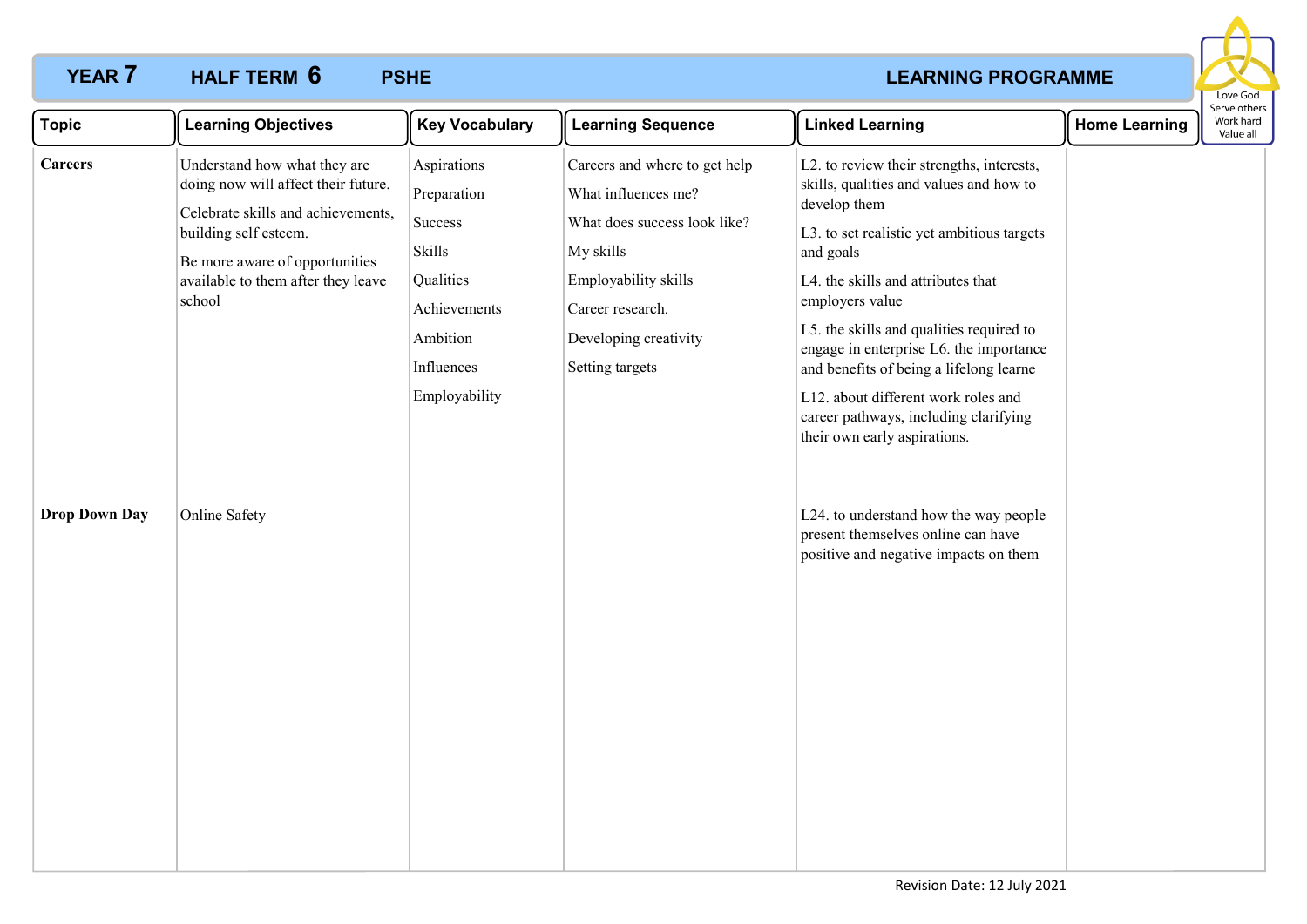# YEAR 7 HALF TERM 6 PSHE LEARNING PROGRAMME

Love God
Serve others
Work hard
Value all

| Topic | Learning Objectives | Key Vocabulary | Learning Sequence | Linked Learning | Home Learning |
|---|---|---|---|---|---|
| **Careers** | Understand how what they are doing now will affect their future.<br><br>Celebrate skills and achievements, building self esteem.<br><br>Be more aware of opportunities available to them after they leave school | Aspirations<br><br>Preparation<br><br>Success<br><br>Skills<br><br>Qualities<br><br>Achievements<br><br>Ambition<br><br>Influences<br><br>Employability | Careers and where to get help<br><br>What influences me?<br><br>What does success look like?<br><br>My skills<br><br>Employability skills<br><br>Career research.<br><br>Developing creativity<br><br>Setting targets | L2. to review their strengths, interests, skills, qualities and values and how to develop them<br><br>L3. to set realistic yet ambitious targets and goals<br><br>L4. the skills and attributes that employers value<br><br>L5. the skills and qualities required to engage in enterprise L6. the importance and benefits of being a lifelong learne<br><br>L12. about different work roles and career pathways, including clarifying their own early aspirations. | |
| **Drop Down Day** | Online Safety | | | L24. to understand how the way people present themselves online can have positive and negative impacts on them | |

Revision Date: 12 July 2021